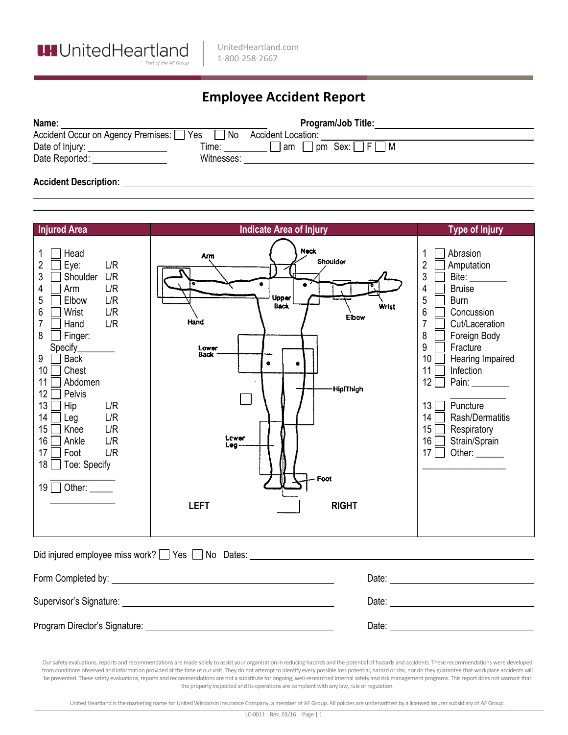UnitedHeartland
Part of the AF Group

UnitedHeartland.com
1-800-258-2667

# Employee Accident Report

**Name:** ______________________ **Program/Job Title:** ______________________

Accident Occur on Agency Premises: ☐ Yes ☐ No Accident Location: ______________________

Date of Injury: ____________ Time: ________ ☐ am ☐ pm Sex: ☐ F ☐ M

Date Reported: ____________ Witnesses: ______________________

**Accident Description:** ____________________________________________

____________________________________________

____________________________________________

| Injured Area | Indicate Area of Injury | Type of Injury |
|---|---|---|
| 1 ☐ Head<br>2 ☐ Eye: L/R<br>3 ☐ Shoulder L/R<br>4 ☐ Arm L/R<br>5 ☐ Elbow L/R<br>6 ☐ Wrist L/R<br>7 ☐ Hand L/R<br>8 ☐ Finger: Specify________<br>9 ☐ Back<br>10 ☐ Chest<br>11 ☐ Abdomen<br>12 ☐ Pelvis<br>13 ☐ Hip L/R<br>14 ☐ Leg L/R<br>15 ☐ Knee L/R<br>16 ☐ Ankle L/R<br>17 ☐ Foot L/R<br>18 ☐ Toe: Specify ____________<br>19 ☐ Other: _____ ____________ | Arm, Neck, Shoulder, Upper Back, Wrist, Elbow, Hand, Lower Back, Hip/Thigh, Lower Leg, Foot<br>LEFT RIGHT | 1 ☐ Abrasion<br>2 ☐ Amputation<br>3 ☐ Bite: ________<br>4 ☐ Bruise<br>5 ☐ Burn<br>6 ☐ Concussion<br>7 ☐ Cut/Laceration<br>8 ☐ Foreign Body<br>9 ☐ Fracture<br>10 ☐ Hearing Impaired<br>11 ☐ Infection<br>12 ☐ Pain: ________ ____________<br>13 ☐ Puncture<br>14 ☐ Rash/Dermatitis<br>15 ☐ Respiratory<br>16 ☐ Strain/Sprain<br>17 ☐ Other: ______ ____________ |

Did injured employee miss work? ☐ Yes ☐ No Dates: ______________________

Form Completed by: ______________________ Date: ____________

Supervisor's Signature: ______________________ Date: ____________

Program Director's Signature: ______________________ Date: ____________

Our safety evaluations, reports and recommendations are made solely to assist your organization in reducing hazards and the potential of hazards and accidents. These recommendations were developed from conditions observed and information provided at the time of our visit. They do not attempt to identify every possible loss potential, hazard or risk, nor do they guarantee that workplace accidents will be prevented. These safety evaluations, reports and recommendations are not a substitute for ongoing, well-researched internal safety and risk management programs. This report does not warrant that the property inspected and its operations are compliant with any law, rule or regulation.

United Heartland is the marketing name for United Wisconsin Insurance Company, a member of AF Group. All policies are underwritten by a licensed insurer subsidiary of AF Group.

LC-0011 Rev. 03/16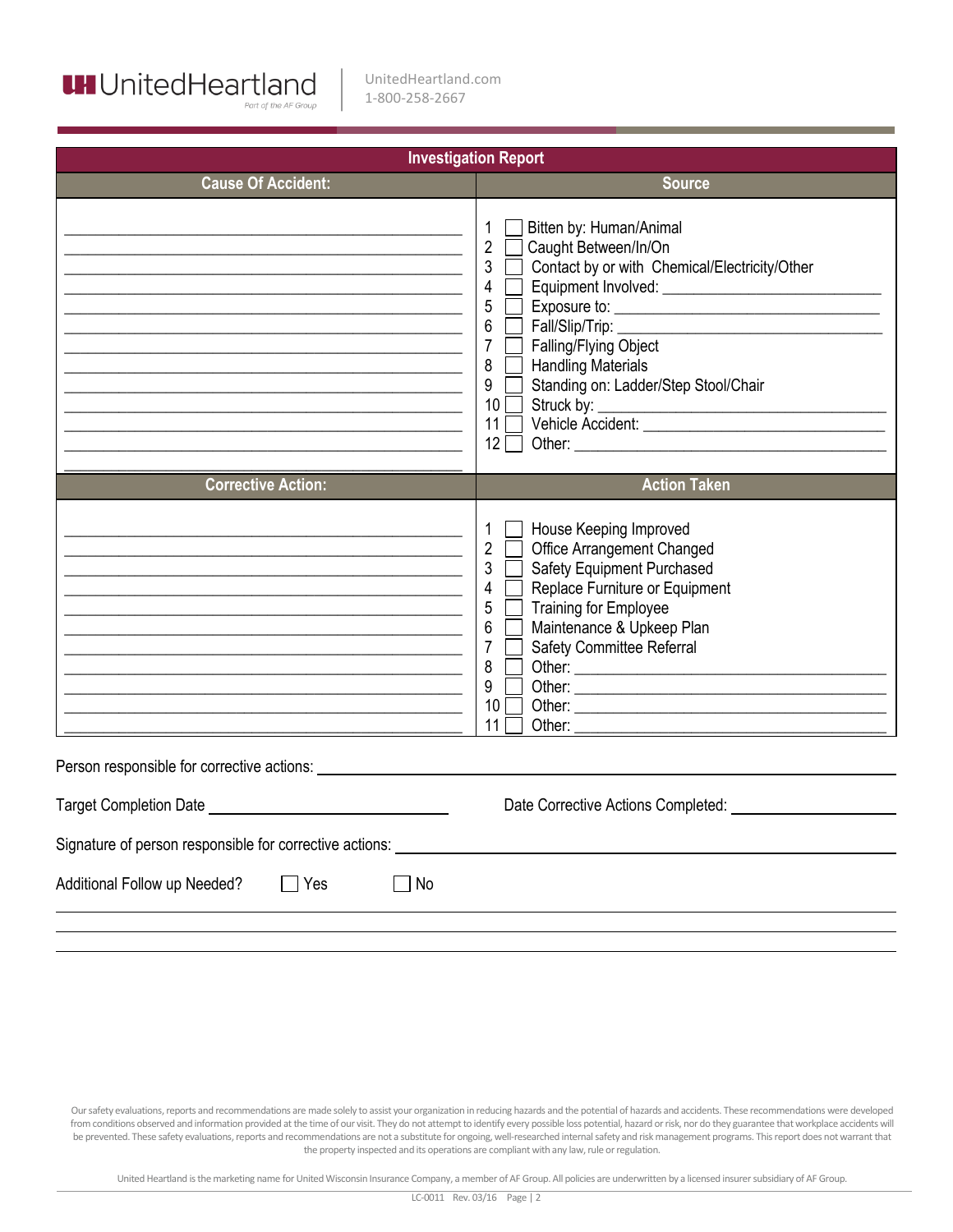## Investigation Report

| Cause Of Accident: | Source |
|---|---|
| | 1 ☐ Bitten by: Human/Animal |
| | 2 ☐ Caught Between/In/On |
| | 3 ☐ Contact by or with Chemical/Electricity/Other |
| | 4 ☐ Equipment Involved: ____________________ |
| | 5 ☐ Exposure to: ____________________ |
| | 6 ☐ Fall/Slip/Trip: ____________________ |
| | 7 ☐ Falling/Flying Object |
| | 8 ☐ Handling Materials |
| | 9 ☐ Standing on: Ladder/Step Stool/Chair |
| | 10 ☐ Struck by: ____________________ |
| | 11 ☐ Vehicle Accident: ____________________ |
| | 12 ☐ Other: ____________________ |

| Corrective Action: | Action Taken |
|---|---|
| | 1 ☐ House Keeping Improved |
| | 2 ☐ Office Arrangement Changed |
| | 3 ☐ Safety Equipment Purchased |
| | 4 ☐ Replace Furniture or Equipment |
| | 5 ☐ Training for Employee |
| | 6 ☐ Maintenance & Upkeep Plan |
| | 7 ☐ Safety Committee Referral |
| | 8 ☐ Other: ____________________ |
| | 9 ☐ Other: ____________________ |
| | 10 ☐ Other: ____________________ |
| | 11 ☐ Other: ____________________ |

Person responsible for corrective actions: ____________________

Target Completion Date ____________________ Date Corrective Actions Completed: ____________________

Signature of person responsible for corrective actions: ____________________

Additional Follow up Needed? ☐ Yes ☐ No

____________________

____________________

____________________

Our safety evaluations, reports and recommendations are made solely to assist your organization in reducing hazards and the potential of hazards and accidents. These recommendations were developed from conditions observed and information provided at the time of our visit. They do not attempt to identify every possible loss potential, hazard or risk, nor do they guarantee that workplace accidents will be prevented. These safety evaluations, reports and recommendations are not a substitute for ongoing, well-researched internal safety and risk management programs. This report does not warrant that the property inspected and its operations are compliant with any law, rule or regulation.

United Heartland is the marketing name for United Wisconsin Insurance Company, a member of AF Group. All policies are underwritten by a licensed insurer subsidiary of AF Group.

LC-0011 Rev. 03/16